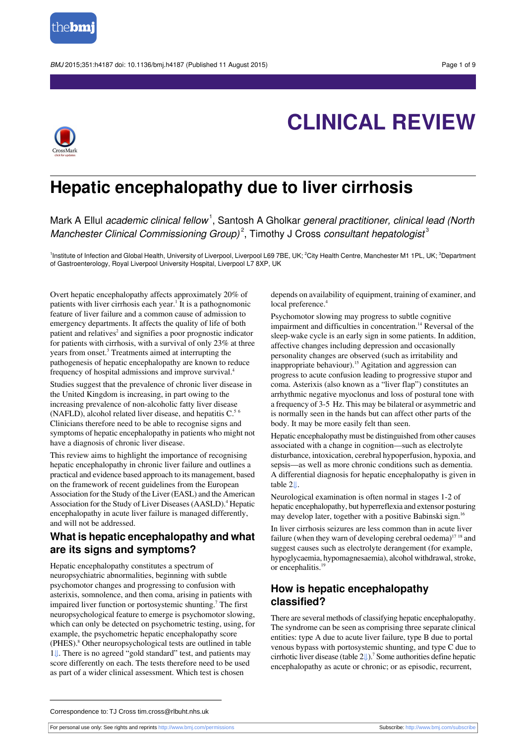# CLINICAL REVIEW

# Hepatic encephalopathy due to liver cirrhosis

Mark A Ellul *academic clinical fellow*[1], Santosh A Gholkar *general practitioner, clinical lead (North Manchester Clinical Commissioning Group)*[2], Timothy J Cross *consultant hepatologist*[3]

[1]Institute of Infection and Global Health, University of Liverpool, Liverpool L69 7BE, UK; [2]City Health Centre, Manchester M1 1PL, UK; [3]Department of Gastroenterology, Royal Liverpool University Hospital, Liverpool L7 8XP, UK

Overt hepatic encephalopathy affects approximately 20% of patients with liver cirrhosis each year.[1] It is a pathognomonic feature of liver failure and a common cause of admission to emergency departments. It affects the quality of life of both patient and relatives[2] and signifies a poor prognostic indicator for patients with cirrhosis, with a survival of only 23% at three years from onset.[3] Treatments aimed at interrupting the pathogenesis of hepatic encephalopathy are known to reduce frequency of hospital admissions and improve survival.[4]

Studies suggest that the prevalence of chronic liver disease in the United Kingdom is increasing, in part owing to the increasing prevalence of non-alcoholic fatty liver disease (NAFLD), alcohol related liver disease, and hepatitis C.[5,6] Clinicians therefore need to be able to recognise signs and symptoms of hepatic encephalopathy in patients who might not have a diagnosis of chronic liver disease.

This review aims to highlight the importance of recognising hepatic encephalopathy in chronic liver failure and outlines a practical and evidence based approach to its management, based on the framework of recent guidelines from the European Association for the Study of the Liver (EASL) and the American Association for the Study of Liver Diseases (AASLD).[4] Hepatic encephalopathy in acute liver failure is managed differently, and will not be addressed.

## What is hepatic encephalopathy and what are its signs and symptoms?

Hepatic encephalopathy constitutes a spectrum of neuropsychiatric abnormalities, beginning with subtle psychomotor changes and progressing to confusion with asterixis, somnolence, and then coma, arising in patients with impaired liver function or portosystemic shunting.[7] The first neuropsychological feature to emerge is psychomotor slowing, which can only be detected on psychometric testing, using, for example, the psychometric hepatic encephalopathy score (PHES).[8] Other neuropsychological tests are outlined in table 1⇓. There is no agreed "gold standard" test, and patients may score differently on each. The tests therefore need to be used as part of a wider clinical assessment. Which test is chosen depends on availability of equipment, training of examiner, and local preference.[4]

Psychomotor slowing may progress to subtle cognitive impairment and difficulties in concentration.[14] Reversal of the sleep-wake cycle is an early sign in some patients. In addition, affective changes including depression and occasionally personality changes are observed (such as irritability and inappropriate behaviour).[15] Agitation and aggression can progress to acute confusion leading to progressive stupor and coma. Asterixis (also known as a "liver flap") constitutes an arrhythmic negative myoclonus and loss of postural tone with a frequency of 3-5 Hz. This may be bilateral or asymmetric and is normally seen in the hands but can affect other parts of the body. It may be more easily felt than seen.

Hepatic encephalopathy must be distinguished from other causes associated with a change in cognition—such as electrolyte disturbance, intoxication, cerebral hypoperfusion, hypoxia, and sepsis—as well as more chronic conditions such as dementia. A differential diagnosis for hepatic encephalopathy is given in table 2⇓.

Neurological examination is often normal in stages 1-2 of hepatic encephalopathy, but hyperreflexia and extensor posturing may develop later, together with a positive Babinski sign.[16]

In liver cirrhosis seizures are less common than in acute liver failure (when they warn of developing cerebral oedema)[17,18] and suggest causes such as electrolyte derangement (for example, hypoglycaemia, hypomagnesaemia), alcohol withdrawal, stroke, or encephalitis.[19]

## How is hepatic encephalopathy classified?

There are several methods of classifying hepatic encephalopathy. The syndrome can be seen as comprising three separate clinical entities: type A due to acute liver failure, type B due to portal venous bypass with portosystemic shunting, and type C due to cirrhotic liver disease (table 2⇓).[7] Some authorities define hepatic encephalopathy as acute or chronic; or as episodic, recurrent,

Correspondence to: TJ Cross tim.cross@rlbuht.nhs.uk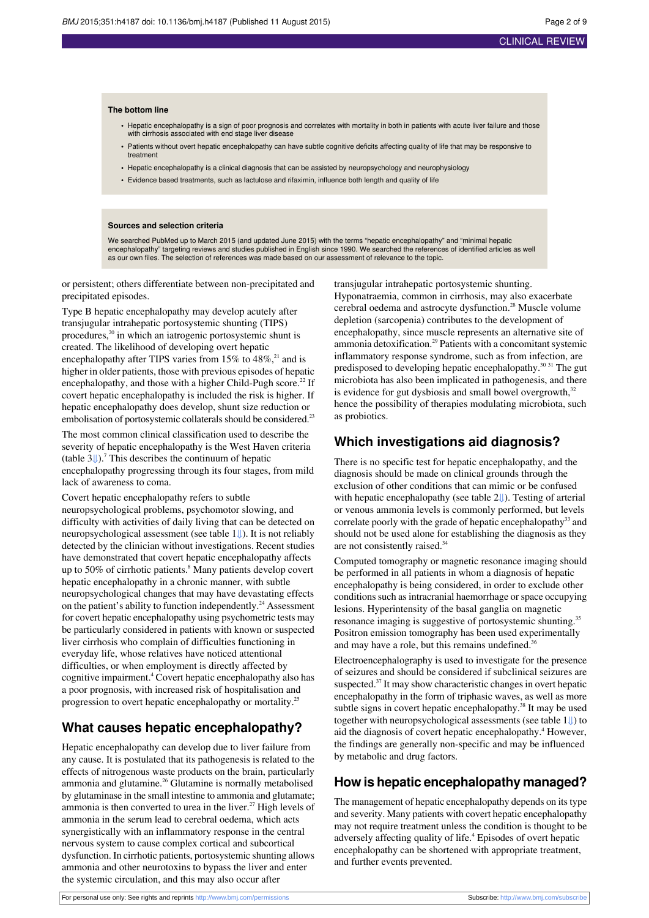**The bottom line**

- Hepatic encephalopathy is a sign of poor prognosis and correlates with mortality in both in patients with acute liver failure and those with cirrhosis associated with end stage liver disease
- Patients without overt hepatic encephalopathy can have subtle cognitive deficits affecting quality of life that may be responsive to treatment
- Hepatic encephalopathy is a clinical diagnosis that can be assisted by neuropsychology and neurophysiology
- Evidence based treatments, such as lactulose and rifaximin, influence both length and quality of life

**Sources and selection criteria**

We searched PubMed up to March 2015 (and updated June 2015) with the terms "hepatic encephalopathy" and "minimal hepatic encephalopathy" targeting reviews and studies published in English since 1990. We searched the references of identified articles as well as our own files. The selection of references was made based on our assessment of relevance to the topic.

or persistent; others differentiate between non-precipitated and precipitated episodes.

Type B hepatic encephalopathy may develop acutely after transjugular intrahepatic portosystemic shunting (TIPS) procedures,[20] in which an iatrogenic portosystemic shunt is created. The likelihood of developing overt hepatic encephalopathy after TIPS varies from 15% to 48%,[21] and is higher in older patients, those with previous episodes of hepatic encephalopathy, and those with a higher Child-Pugh score.[22] If covert hepatic encephalopathy is included the risk is higher. If hepatic encephalopathy does develop, shunt size reduction or embolisation of portosystemic collaterals should be considered.[23]

The most common clinical classification used to describe the severity of hepatic encephalopathy is the West Haven criteria (table 3⇓).[7] This describes the continuum of hepatic encephalopathy progressing through its four stages, from mild lack of awareness to coma.

Covert hepatic encephalopathy refers to subtle neuropsychological problems, psychomotor slowing, and difficulty with activities of daily living that can be detected on neuropsychological assessment (see table 1⇓). It is not reliably detected by the clinician without investigations. Recent studies have demonstrated that covert hepatic encephalopathy affects up to 50% of cirrhotic patients.[8] Many patients develop covert hepatic encephalopathy in a chronic manner, with subtle neuropsychological changes that may have devastating effects on the patient's ability to function independently.[24] Assessment for covert hepatic encephalopathy using psychometric tests may be particularly considered in patients with known or suspected liver cirrhosis who complain of difficulties functioning in everyday life, whose relatives have noticed attentional difficulties, or when employment is directly affected by cognitive impairment.[4] Covert hepatic encephalopathy also has a poor prognosis, with increased risk of hospitalisation and progression to overt hepatic encephalopathy or mortality.[25]

## What causes hepatic encephalopathy?

Hepatic encephalopathy can develop due to liver failure from any cause. It is postulated that its pathogenesis is related to the effects of nitrogenous waste products on the brain, particularly ammonia and glutamine.[26] Glutamine is normally metabolised by glutaminase in the small intestine to ammonia and glutamate; ammonia is then converted to urea in the liver.[27] High levels of ammonia in the serum lead to cerebral oedema, which acts synergistically with an inflammatory response in the central nervous system to cause complex cortical and subcortical dysfunction. In cirrhotic patients, portosystemic shunting allows ammonia and other neurotoxins to bypass the liver and enter the systemic circulation, and this may also occur after transjugular intrahepatic portosystemic shunting. Hyponatraemia, common in cirrhosis, may also exacerbate cerebral oedema and astrocyte dysfunction.[28] Muscle volume depletion (sarcopenia) contributes to the development of encephalopathy, since muscle represents an alternative site of ammonia detoxification.[29] Patients with a concomitant systemic inflammatory response syndrome, such as from infection, are predisposed to developing hepatic encephalopathy.[30,31] The gut microbiota has also been implicated in pathogenesis, and there is evidence for gut dysbiosis and small bowel overgrowth,[32] hence the possibility of therapies modulating microbiota, such as probiotics.

## Which investigations aid diagnosis?

There is no specific test for hepatic encephalopathy, and the diagnosis should be made on clinical grounds through the exclusion of other conditions that can mimic or be confused with hepatic encephalopathy (see table 2⇓). Testing of arterial or venous ammonia levels is commonly performed, but levels correlate poorly with the grade of hepatic encephalopathy[33] and should not be used alone for establishing the diagnosis as they are not consistently raised.[34]

Computed tomography or magnetic resonance imaging should be performed in all patients in whom a diagnosis of hepatic encephalopathy is being considered, in order to exclude other conditions such as intracranial haemorrhage or space occupying lesions. Hyperintensity of the basal ganglia on magnetic resonance imaging is suggestive of portosystemic shunting.[35] Positron emission tomography has been used experimentally and may have a role, but this remains undefined.[36]

Electroencephalography is used to investigate for the presence of seizures and should be considered if subclinical seizures are suspected.[37] It may show characteristic changes in overt hepatic encephalopathy in the form of triphasic waves, as well as more subtle signs in covert hepatic encephalopathy.[38] It may be used together with neuropsychological assessments (see table 1⇓) to aid the diagnosis of covert hepatic encephalopathy.[4] However, the findings are generally non-specific and may be influenced by metabolic and drug factors.

## How is hepatic encephalopathy managed?

The management of hepatic encephalopathy depends on its type and severity. Many patients with covert hepatic encephalopathy may not require treatment unless the condition is thought to be adversely affecting quality of life.[4] Episodes of overt hepatic encephalopathy can be shortened with appropriate treatment, and further events prevented.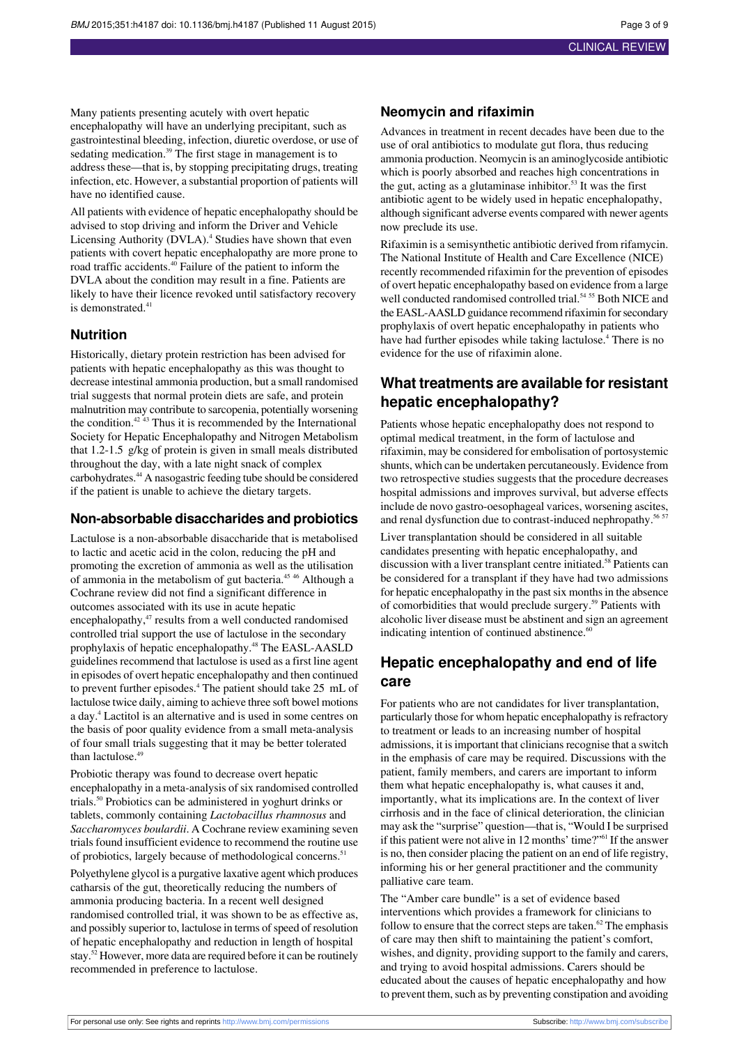Many patients presenting acutely with overt hepatic encephalopathy will have an underlying precipitant, such as gastrointestinal bleeding, infection, diuretic overdose, or use of sedating medication.[39] The first stage in management is to address these—that is, by stopping precipitating drugs, treating infection, etc. However, a substantial proportion of patients will have no identified cause.

All patients with evidence of hepatic encephalopathy should be advised to stop driving and inform the Driver and Vehicle Licensing Authority (DVLA).[4] Studies have shown that even patients with covert hepatic encephalopathy are more prone to road traffic accidents.[40] Failure of the patient to inform the DVLA about the condition may result in a fine. Patients are likely to have their licence revoked until satisfactory recovery is demonstrated.[41]

### Nutrition

Historically, dietary protein restriction has been advised for patients with hepatic encephalopathy as this was thought to decrease intestinal ammonia production, but a small randomised trial suggests that normal protein diets are safe, and protein malnutrition may contribute to sarcopenia, potentially worsening the condition.[42,43] Thus it is recommended by the International Society for Hepatic Encephalopathy and Nitrogen Metabolism that 1.2-1.5 g/kg of protein is given in small meals distributed throughout the day, with a late night snack of complex carbohydrates.[44] A nasogastric feeding tube should be considered if the patient is unable to achieve the dietary targets.

### Non-absorbable disaccharides and probiotics

Lactulose is a non-absorbable disaccharide that is metabolised to lactic and acetic acid in the colon, reducing the pH and promoting the excretion of ammonia as well as the utilisation of ammonia in the metabolism of gut bacteria.[45,46] Although a Cochrane review did not find a significant difference in outcomes associated with its use in acute hepatic encephalopathy,[47] results from a well conducted randomised controlled trial support the use of lactulose in the secondary prophylaxis of hepatic encephalopathy.[48] The EASL-AASLD guidelines recommend that lactulose is used as a first line agent in episodes of overt hepatic encephalopathy and then continued to prevent further episodes.[4] The patient should take 25 mL of lactulose twice daily, aiming to achieve three soft bowel motions a day.[4] Lactitol is an alternative and is used in some centres on the basis of poor quality evidence from a small meta-analysis of four small trials suggesting that it may be better tolerated than lactulose.[49]

Probiotic therapy was found to decrease overt hepatic encephalopathy in a meta-analysis of six randomised controlled trials.[50] Probiotics can be administered in yoghurt drinks or tablets, commonly containing *Lactobacillus rhamnosus* and *Saccharomyces boulardii*. A Cochrane review examining seven trials found insufficient evidence to recommend the routine use of probiotics, largely because of methodological concerns.[51]

Polyethylene glycol is a purgative laxative agent which produces catharsis of the gut, theoretically reducing the numbers of ammonia producing bacteria. In a recent well designed randomised controlled trial, it was shown to be as effective as, and possibly superior to, lactulose in terms of speed of resolution of hepatic encephalopathy and reduction in length of hospital stay.[52] However, more data are required before it can be routinely recommended in preference to lactulose.

### Neomycin and rifaximin

Advances in treatment in recent decades have been due to the use of oral antibiotics to modulate gut flora, thus reducing ammonia production. Neomycin is an aminoglycoside antibiotic which is poorly absorbed and reaches high concentrations in the gut, acting as a glutaminase inhibitor.[53] It was the first antibiotic agent to be widely used in hepatic encephalopathy, although significant adverse events compared with newer agents now preclude its use.

Rifaximin is a semisynthetic antibiotic derived from rifamycin. The National Institute of Health and Care Excellence (NICE) recently recommended rifaximin for the prevention of episodes of overt hepatic encephalopathy based on evidence from a large well conducted randomised controlled trial.[54,55] Both NICE and the EASL-AASLD guidance recommend rifaximin for secondary prophylaxis of overt hepatic encephalopathy in patients who have had further episodes while taking lactulose.[4] There is no evidence for the use of rifaximin alone.

## What treatments are available for resistant hepatic encephalopathy?

Patients whose hepatic encephalopathy does not respond to optimal medical treatment, in the form of lactulose and rifaximin, may be considered for embolisation of portosystemic shunts, which can be undertaken percutaneously. Evidence from two retrospective studies suggests that the procedure decreases hospital admissions and improves survival, but adverse effects include de novo gastro-oesophageal varices, worsening ascites, and renal dysfunction due to contrast-induced nephropathy.[56,57]

Liver transplantation should be considered in all suitable candidates presenting with hepatic encephalopathy, and discussion with a liver transplant centre initiated.[58] Patients can be considered for a transplant if they have had two admissions for hepatic encephalopathy in the past six months in the absence of comorbidities that would preclude surgery.[59] Patients with alcoholic liver disease must be abstinent and sign an agreement indicating intention of continued abstinence.[60]

## Hepatic encephalopathy and end of life care

For patients who are not candidates for liver transplantation, particularly those for whom hepatic encephalopathy is refractory to treatment or leads to an increasing number of hospital admissions, it is important that clinicians recognise that a switch in the emphasis of care may be required. Discussions with the patient, family members, and carers are important to inform them what hepatic encephalopathy is, what causes it and, importantly, what its implications are. In the context of liver cirrhosis and in the face of clinical deterioration, the clinician may ask the "surprise" question—that is, "Would I be surprised if this patient were not alive in 12 months' time?"[61] If the answer is no, then consider placing the patient on an end of life registry, informing his or her general practitioner and the community palliative care team.

The "Amber care bundle" is a set of evidence based interventions which provides a framework for clinicians to follow to ensure that the correct steps are taken.[62] The emphasis of care may then shift to maintaining the patient's comfort, wishes, and dignity, providing support to the family and carers, and trying to avoid hospital admissions. Carers should be educated about the causes of hepatic encephalopathy and how to prevent them, such as by preventing constipation and avoiding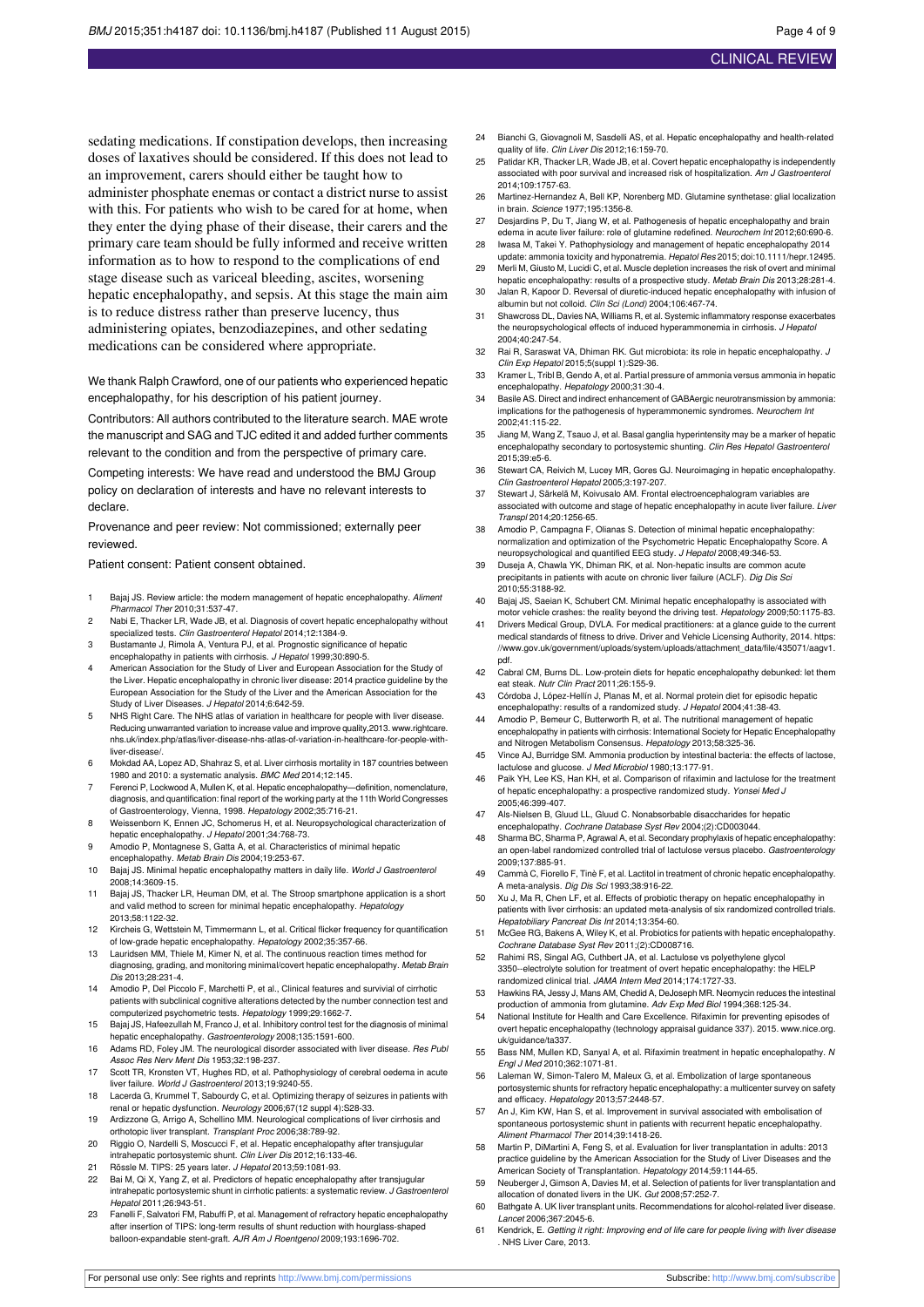sedating medications. If constipation develops, then increasing doses of laxatives should be considered. If this does not lead to an improvement, carers should either be taught how to administer phosphate enemas or contact a district nurse to assist with this. For patients who wish to be cared for at home, when they enter the dying phase of their disease, their carers and the primary care team should be fully informed and receive written information as to how to respond to the complications of end stage disease such as variceal bleeding, ascites, worsening hepatic encephalopathy, and sepsis. At this stage the main aim is to reduce distress rather than preserve lucency, thus administering opiates, benzodiazepines, and other sedating medications can be considered where appropriate.

We thank Ralph Crawford, one of our patients who experienced hepatic encephalopathy, for his description of his patient journey.

Contributors: All authors contributed to the literature search. MAE wrote the manuscript and SAG and TJC edited it and added further comments relevant to the condition and from the perspective of primary care.

Competing interests: We have read and understood the BMJ Group policy on declaration of interests and have no relevant interests to declare.

Provenance and peer review: Not commissioned; externally peer reviewed.

Patient consent: Patient consent obtained.

1. Bajaj JS. Review article: the modern management of hepatic encephalopathy. *Aliment Pharmacol Ther* 2010;31:537-47.
2. Nabi E, Thacker LR, Wade JB, et al. Diagnosis of covert hepatic encephalopathy without specialized tests. *Clin Gastroenterol Hepatol* 2014;12:1384-9.
3. Bustamante J, Rimola A, Ventura PJ, et al. Prognostic significance of hepatic encephalopathy in patients with cirrhosis. *J Hepatol* 1999;30:890-5.
4. American Association for the Study of Liver and European Association for the Study of the Liver. Hepatic encephalopathy in chronic liver disease: 2014 practice guideline by the European Association for the Study of the Liver and the American Association for the Study of Liver Diseases. *J Hepatol* 2014;6:642-59.
5. NHS Right Care. The NHS atlas of variation in healthcare for people with liver disease. Reducing unwarranted variation to increase value and improve quality,2013. www.rightcare.nhs.uk/index.php/atlas/liver-disease-nhs-atlas-of-variation-in-healthcare-for-people-with-liver-disease/.
6. Mokdad AA, Lopez AD, Shahraz S, et al. Liver cirrhosis mortality in 187 countries between 1980 and 2010: a systematic analysis. *BMC Med* 2014;12:145.
7. Ferenci P, Lockwood A, Mullen K, et al. Hepatic encephalopathy—definition, nomenclature, diagnosis, and quantification: final report of the working party at the 11th World Congresses of Gastroenterology, Vienna, 1998. *Hepatology* 2002;35:716-21.
8. Weissenborn K, Ennen JC, Schomerus H, et al. Neuropsychological characterization of hepatic encephalopathy. *J Hepatol* 2001;34:768-73.
9. Amodio P, Montagnese S, Gatta A, et al. Characteristics of minimal hepatic encephalopathy. *Metab Brain Dis* 2004;19:253-67.
10. Bajaj JS. Minimal hepatic encephalopathy matters in daily life. *World J Gastroenterol* 2008;14:3609-15.
11. Bajaj JS, Thacker LR, Heuman DM, et al. The Stroop smartphone application is a short and valid method to screen for minimal hepatic encephalopathy. *Hepatology* 2013;58:1122-32.
12. Kircheis G, Wettstein M, Timmermann L, et al. Critical flicker frequency for quantification of low-grade hepatic encephalopathy. *Hepatology* 2002;35:357-66.
13. Lauridsen MM, Thiele M, Kimer N, et al. The continuous reaction times method for diagnosing, grading, and monitoring minimal/covert hepatic encephalopathy. *Metab Brain Dis* 2013;28:231-4.
14. Amodio P, Del Piccolo F, Marchetti P, et al., Clinical features and survivial of cirrhotic patients with subclinical cognitive alterations detected by the number connection test and computerized psychometric tests. *Hepatology* 1999;29:1662-7.
15. Bajaj JS, Hafeezullah M, Franco J, et al. Inhibitory control test for the diagnosis of minimal hepatic encephalopathy. *Gastroenterology* 2008;135:1591-600.
16. Adams RD, Foley JM. The neurological disorder associated with liver disease. *Res Publ Assoc Res Nerv Ment Dis* 1953;32:198-237.
17. Scott TR, Kronsten VT, Hughes RD, et al. Pathophysiology of cerebral oedema in acute liver failure. *World J Gastroenterol* 2013;19:9240-55.
18. Lacerda G, Krummel T, Sabourdy C, et al. Optimizing therapy of seizures in patients with renal or hepatic dysfunction. *Neurology* 2006;67(12 suppl 4):S28-33.
19. Ardizzone G, Arrigo A, Schellino MM. Neurological complications of liver cirrhosis and orthotopic liver transplant. *Transplant Proc* 2006;38:789-92.
20. Riggio O, Nardelli S, Moscucci F, et al. Hepatic encephalopathy after transjugular intrahepatic portosystemic shunt. *Clin Liver Dis* 2012;16:133-46.
21. Rössle M. TIPS: 25 years later. *J Hepatol* 2013;59:1081-93.
22. Bai M, Qi X, Yang Z, et al. Predictors of hepatic encephalopathy after transjugular intrahepatic portosystemic shunt in cirrhotic patients: a systematic review. *J Gastroenterol Hepatol* 2011;26:943-51.
23. Fanelli F, Salvatori FM, Rabuffi P, et al. Management of refractory hepatic encephalopathy after insertion of TIPS: long-term results of shunt reduction with hourglass-shaped balloon-expandable stent-graft. *AJR Am J Roentgenol* 2009;193:1696-702.
24. Bianchi G, Giovagnoli M, Sasdelli AS, et al. Hepatic encephalopathy and health-related quality of life. *Clin Liver Dis* 2012;16:159-70.
25. Patidar KR, Thacker LR, Wade JB, et al. Covert hepatic encephalopathy is independently associated with poor survival and increased risk of hospitalization. *Am J Gastroenterol* 2014;109:1757-63.
26. Martinez-Hernandez A, Bell KP, Norenberg MD. Glutamine synthetase: glial localization in brain. *Science* 1977;195:1356-8.
27. Desjardins P, Du T, Jiang W, et al. Pathogenesis of hepatic encephalopathy and brain edema in acute liver failure: role of glutamine redefined. *Neurochem Int* 2012;60:690-6.
28. Iwasa M, Takei Y. Pathophysiology and management of hepatic encephalopathy 2014 update: ammonia toxicity and hyponatremia. *Hepatol Res* 2015; doi:10.1111/hepr.12495.
29. Merli M, Giusto M, Lucidi C, et al. Muscle depletion increases the risk of overt and minimal hepatic encephalopathy: results of a prospective study. *Metab Brain Dis* 2013;28:281-4.
30. Jalan R, Kapoor D. Reversal of diuretic-induced hepatic encephalopathy with infusion of albumin but not colloid. *Clin Sci (Lond)* 2004;106:467-74.
31. Shawcross DL, Davies NA, Williams R, et al. Systemic inflammatory response exacerbates the neuropsychological effects of induced hyperammonemia in cirrhosis. *J Hepatol* 2004;40:247-54.
32. Rai R, Saraswat VA, Dhiman RK. Gut microbiota: its role in hepatic encephalopathy. *J Clin Exp Hepatol* 2015;5(suppl 1):S29-36.
33. Kramer L, Tribl B, Gendo A, et al. Partial pressure of ammonia versus ammonia in hepatic encephalopathy. *Hepatology* 2000;31:30-4.
34. Basile AS. Direct and indirect enhancement of GABAergic neurotransmission by ammonia: implications for the pathogenesis of hyperammonemic syndromes. *Neurochem Int* 2002;41:115-22.
35. Jiang M, Wang Z, Tsauo J, et al. Basal ganglia hyperintensity may be a marker of hepatic encephalopathy secondary to portosystemic shunting. *Clin Res Hepatol Gastroenterol* 2015;39:e5-6.
36. Stewart CA, Reivich M, Lucey MR, Gores GJ. Neuroimaging in hepatic encephalopathy. *Clin Gastroenterol Hepatol* 2005;3:197-207.
37. Stewart J, Särkelä M, Koivusalo AM. Frontal electroencephalogram variables are associated with outcome and stage of hepatic encephalopathy in acute liver failure. *Liver Transpl* 2014;20:1256-65.
38. Amodio P, Campagna F, Olianas S. Detection of minimal hepatic encephalopathy: normalization and optimization of the Psychometric Hepatic Encephalopathy Score. A neuropsychological and quantified EEG study. *J Hepatol* 2008;49:346-53.
39. Duseja A, Chawla YK, Dhiman RK, et al. Non-hepatic insults are common acute precipitants in patients with acute on chronic liver failure (ACLF). *Dig Dis Sci* 2010;55:3188-92.
40. Bajaj JS, Saeian K, Schubert CM. Minimal hepatic encephalopathy is associated with motor vehicle crashes: the reality beyond the driving test. *Hepatology* 2009;50:1175-83.
41. Drivers Medical Group, DVLA. For medical practitioners: at a glance guide to the current medical standards of fitness to drive. Driver and Vehicle Licensing Authority, 2014. https://www.gov.uk/government/uploads/system/uploads/attachment_data/file/435071/aagv1.pdf.
42. Cabral CM, Burns DL. Low-protein diets for hepatic encephalopathy debunked: let them eat steak. *Nutr Clin Pract* 2011;26:155-9.
43. Córdoba J, López-Hellín J, Planas M, et al. Normal protein diet for episodic hepatic encephalopathy: results of a randomized study. *J Hepatol* 2004;41:38-43.
44. Amodio P, Bemeur C, Butterworth R, et al. The nutritional management of hepatic encephalopathy in patients with cirrhosis: International Society for Hepatic Encephalopathy and Nitrogen Metabolism Consensus. *Hepatology* 2013;58:325-36.
45. Vince AJ, Burridge SM. Ammonia production by intestinal bacteria: the effects of lactose, lactulose and glucose. *J Med Microbiol* 1980;13:177-91.
46. Paik YH, Lee KS, Han KH, et al. Comparison of rifaximin and lactulose for the treatment of hepatic encephalopathy: a prospective randomized study. *Yonsei Med J* 2005;46:399-407.
47. Als-Nielsen B, Gluud LL, Gluud C. Nonabsorbable disaccharides for hepatic encephalopathy. *Cochrane Database Syst Rev* 2004;(2):CD003044.
48. Sharma BC, Sharma P, Agrawal A, et al. Secondary prophylaxis of hepatic encephalopathy: an open-label randomized controlled trial of lactulose versus placebo. *Gastroenterology* 2009;137:885-91.
49. Cammà C, Fiorello F, Tinè F, et al. Lactitol in treatment of chronic hepatic encephalopathy. A meta-analysis. *Dig Dis Sci* 1993;38:916-22.
50. Xu J, Ma R, Chen LF, et al. Effects of probiotic therapy on hepatic encephalopathy in patients with liver cirrhosis: an updated meta-analysis of six randomized controlled trials. *Hepatobiliary Pancreat Dis Int* 2014;13:354-60.
51. McGee RG, Bakens A, Wiley K, et al. Probiotics for patients with hepatic encephalopathy. *Cochrane Database Syst Rev* 2011;(2):CD008716.
52. Rahimi RS, Singal AG, Cuthbert JA, et al. Lactulose vs polyethylene glycol 3350--electrolyte solution for treatment of overt hepatic encephalopathy: the HELP randomized clinical trial. *JAMA Intern Med* 2014;174:1727-33.
53. Hawkins RA, Jessy J, Mans AM, Chedid A, DeJoseph MR. Neomycin reduces the intestinal production of ammonia from glutamine. *Adv Exp Med Biol* 1994;368:125-34.
54. National Institute for Health and Care Excellence. Rifaximin for preventing episodes of overt hepatic encephalopathy (technology appraisal guidance 337). 2015. www.nice.org.uk/guidance/ta337.
55. Bass NM, Mullen KD, Sanyal A, et al. Rifaximin treatment in hepatic encephalopathy. *N Engl J Med* 2010;362:1071-81.
56. Laleman W, Simon-Talero M, Maleux G, et al. Embolization of large spontaneous portosystemic shunts for refractory hepatic encephalopathy: a multicenter survey on safety and efficacy. *Hepatology* 2013;57:2448-57.
57. An J, Kim KW, Han S, et al. Improvement in survival associated with embolisation of spontaneous portosystemic shunt in patients with recurrent hepatic encephalopathy. *Aliment Pharmacol Ther* 2014;39:1418-26.
58. Martin P, DiMartini A, Feng S, et al. Evaluation for liver transplantation in adults: 2013 practice guideline by the American Association for the Study of Liver Diseases and the American Society of Transplantation. *Hepatology* 2014;59:1144-65.
59. Neuberger J, Gimson A, Davies M, et al. Selection of patients for liver transplantation and allocation of donated livers in the UK. *Gut* 2008;57:252-7.
60. Bathgate A. UK liver transplant units. Recommendations for alcohol-related liver disease. *Lancet* 2006;367:2045-6.
61. Kendrick, E. *Getting it right: Improving end of life care for people living with liver disease*. NHS Liver Care, 2013.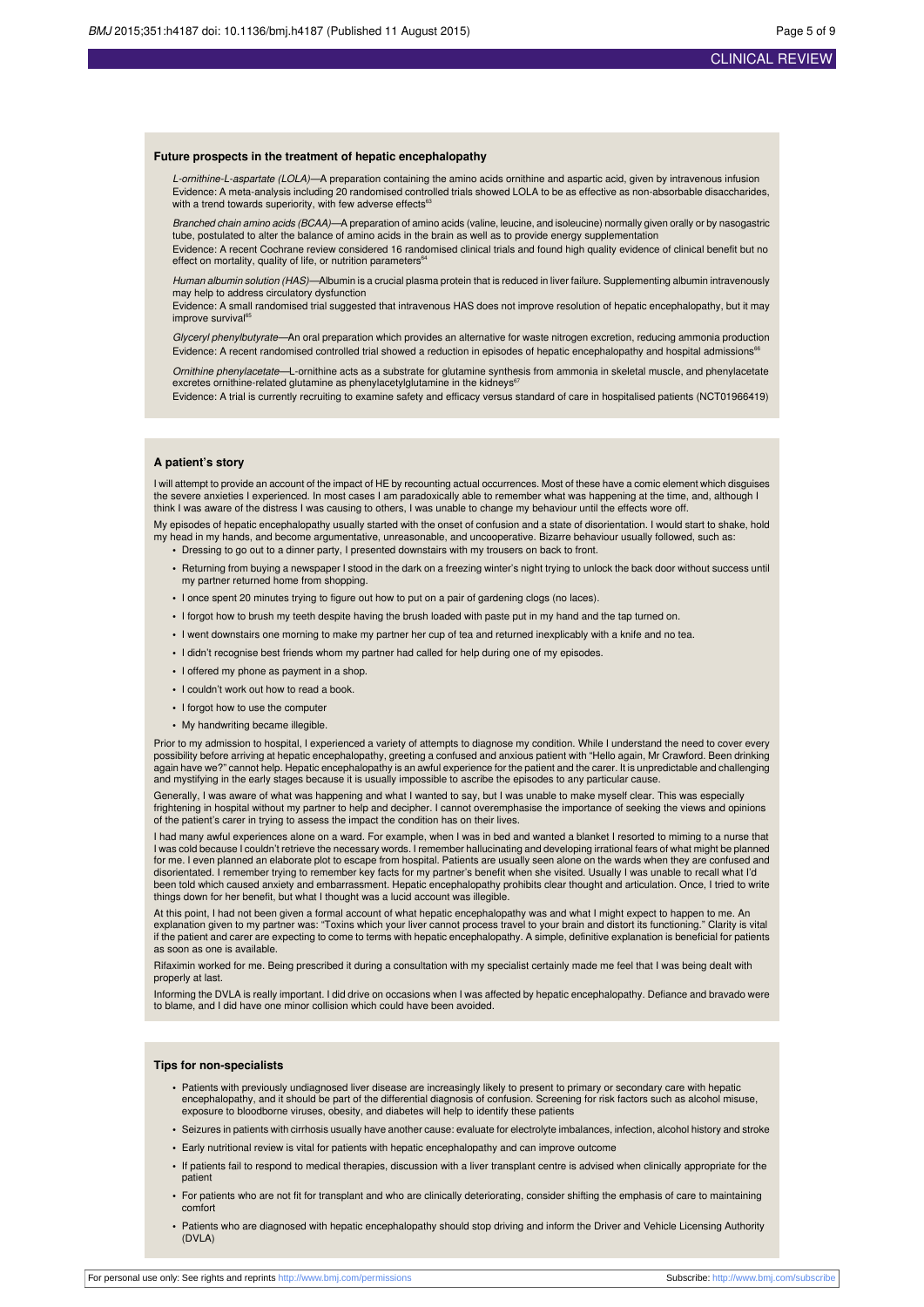### Future prospects in the treatment of hepatic encephalopathy

*L-ornithine-L-aspartate (LOLA)*—A preparation containing the amino acids ornithine and aspartic acid, given by intravenous infusion
Evidence: A meta-analysis including 20 randomised controlled trials showed LOLA to be as effective as non-absorbable disaccharides, with a trend towards superiority, with few adverse effects[63]

*Branched chain amino acids (BCAA)*—A preparation of amino acids (valine, leucine, and isoleucine) normally given orally or by nasogastric tube, postulated to alter the balance of amino acids in the brain as well as to provide energy supplementation
Evidence: A recent Cochrane review considered 16 randomised clinical trials and found high quality evidence of clinical benefit but no effect on mortality, quality of life, or nutrition parameters[64]

*Human albumin solution (HAS)*—Albumin is a crucial plasma protein that is reduced in liver failure. Supplementing albumin intravenously may help to address circulatory dysfunction
Evidence: A small randomised trial suggested that intravenous HAS does not improve resolution of hepatic encephalopathy, but it may improve survival[65]

*Glyceryl phenylbutyrate*—An oral preparation which provides an alternative for waste nitrogen excretion, reducing ammonia production
Evidence: A recent randomised controlled trial showed a reduction in episodes of hepatic encephalopathy and hospital admissions[66]

*Ornithine phenylacetate*—L-ornithine acts as a substrate for glutamine synthesis from ammonia in skeletal muscle, and phenylacetate excretes ornithine-related glutamine as phenylacetylglutamine in the kidneys[67]
Evidence: A trial is currently recruiting to examine safety and efficacy versus standard of care in hospitalised patients (NCT01966419)

### A patient's story

I will attempt to provide an account of the impact of HE by recounting actual occurrences. Most of these have a comic element which disguises the severe anxieties I experienced. In most cases I am paradoxically able to remember what was happening at the time, and, although I think I was aware of the distress I was causing to others, I was unable to change my behaviour until the effects wore off.

My episodes of hepatic encephalopathy usually started with the onset of confusion and a state of disorientation. I would start to shake, hold my head in my hands, and become argumentative, unreasonable, and uncooperative. Bizarre behaviour usually followed, such as:

- Dressing to go out to a dinner party, I presented downstairs with my trousers on back to front.
- Returning from buying a newspaper I stood in the dark on a freezing winter's night trying to unlock the back door without success until my partner returned home from shopping.
- I once spent 20 minutes trying to figure out how to put on a pair of gardening clogs (no laces).
- I forgot how to brush my teeth despite having the brush loaded with paste put in my hand and the tap turned on.
- I went downstairs one morning to make my partner her cup of tea and returned inexplicably with a knife and no tea.
- I didn't recognise best friends whom my partner had called for help during one of my episodes.
- I offered my phone as payment in a shop.
- I couldn't work out how to read a book.
- I forgot how to use the computer
- My handwriting became illegible.

Prior to my admission to hospital, I experienced a variety of attempts to diagnose my condition. While I understand the need to cover every possibility before arriving at hepatic encephalopathy, greeting a confused and anxious patient with "Hello again, Mr Crawford. Been drinking again have we?" cannot help. Hepatic encephalopathy is an awful experience for the patient and the carer. It is unpredictable and challenging and mystifying in the early stages because it is usually impossible to ascribe the episodes to any particular cause.

Generally, I was aware of what was happening and what I wanted to say, but I was unable to make myself clear. This was especially frightening in hospital without my partner to help and decipher. I cannot overemphasise the importance of seeking the views and opinions of the patient's carer in trying to assess the impact the condition has on their lives.

I had many awful experiences alone on a ward. For example, when I was in bed and wanted a blanket I resorted to miming to a nurse that I was cold because I couldn't retrieve the necessary words. I remember hallucinating and developing irrational fears of what might be planned for me. I even planned an elaborate plot to escape from hospital. Patients are usually seen alone on the wards when they are confused and disorientated. I remember trying to remember key facts for my partner's benefit when she visited. Usually I was unable to recall what I'd been told which caused anxiety and embarrassment. Hepatic encephalopathy prohibits clear thought and articulation. Once, I tried to write things down for her benefit, but what I thought was a lucid account was illegible.

At this point, I had not been given a formal account of what hepatic encephalopathy was and what I might expect to happen to me. An explanation given to my partner was: "Toxins which your liver cannot process travel to your brain and distort its functioning." Clarity is vital if the patient and carer are expecting to come to terms with hepatic encephalopathy. A simple, definitive explanation is beneficial for patients as soon as one is available.

Rifaximin worked for me. Being prescribed it during a consultation with my specialist certainly made me feel that I was being dealt with properly at last.

Informing the DVLA is really important. I did drive on occasions when I was affected by hepatic encephalopathy. Defiance and bravado were to blame, and I did have one minor collision which could have been avoided.

### Tips for non-specialists

- Patients with previously undiagnosed liver disease are increasingly likely to present to primary or secondary care with hepatic encephalopathy, and it should be part of the differential diagnosis of confusion. Screening for risk factors such as alcohol misuse, exposure to bloodborne viruses, obesity, and diabetes will help to identify these patients
- Seizures in patients with cirrhosis usually have another cause: evaluate for electrolyte imbalances, infection, alcohol history and stroke
- Early nutritional review is vital for patients with hepatic encephalopathy and can improve outcome
- If patients fail to respond to medical therapies, discussion with a liver transplant centre is advised when clinically appropriate for the patient
- For patients who are not fit for transplant and who are clinically deteriorating, consider shifting the emphasis of care to maintaining comfort
- Patients who are diagnosed with hepatic encephalopathy should stop driving and inform the Driver and Vehicle Licensing Authority (DVLA)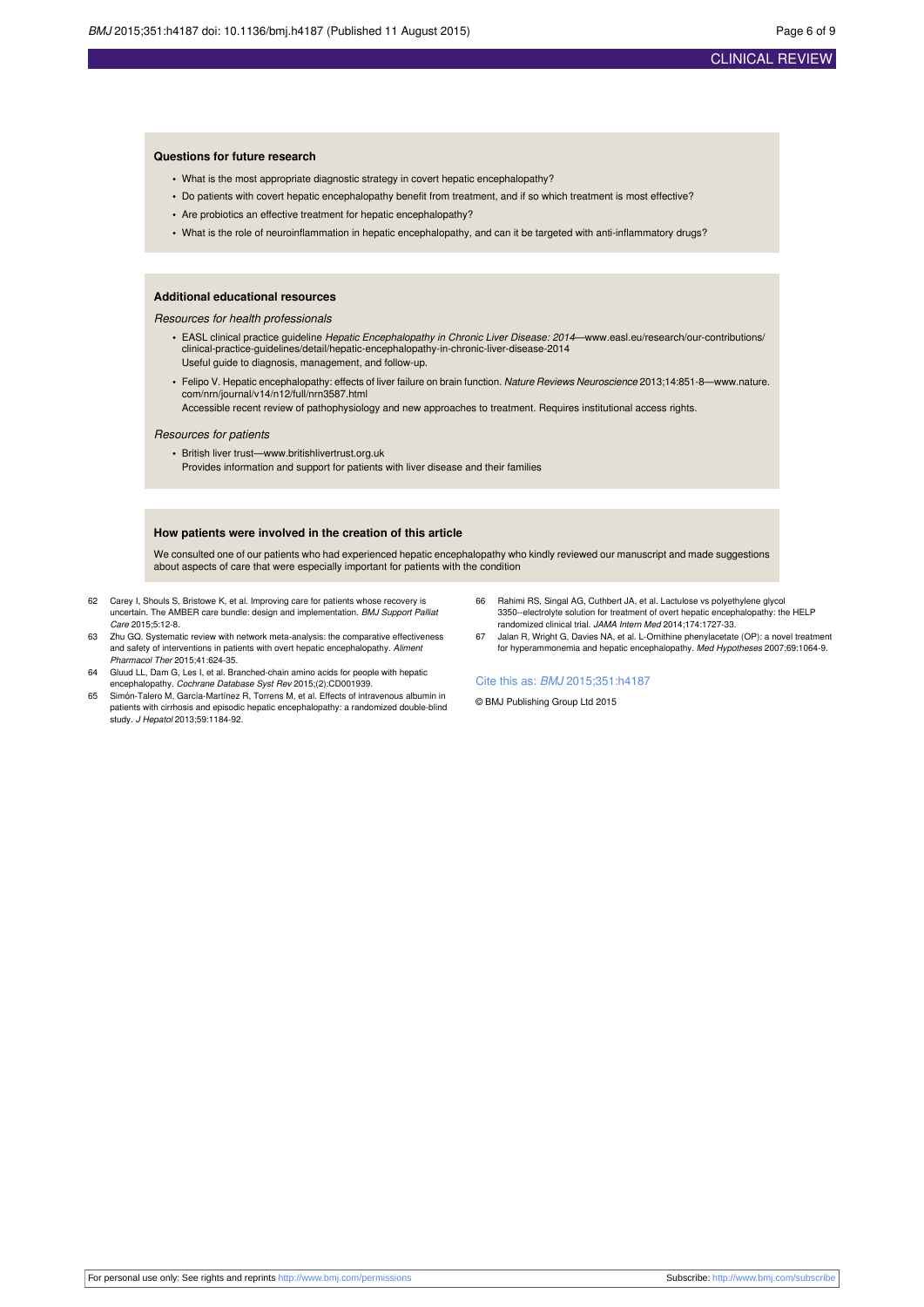### Questions for future research

- What is the most appropriate diagnostic strategy in covert hepatic encephalopathy?
- Do patients with covert hepatic encephalopathy benefit from treatment, and if so which treatment is most effective?
- Are probiotics an effective treatment for hepatic encephalopathy?
- What is the role of neuroinflammation in hepatic encephalopathy, and can it be targeted with anti-inflammatory drugs?

### Additional educational resources

*Resources for health professionals*

- EASL clinical practice guideline *Hepatic Encephalopathy in Chronic Liver Disease: 2014*—www.easl.eu/research/our-contributions/clinical-practice-guidelines/detail/hepatic-encephalopathy-in-chronic-liver-disease-2014
  Useful guide to diagnosis, management, and follow-up.
- Felipo V. Hepatic encephalopathy: effects of liver failure on brain function. *Nature Reviews Neuroscience* 2013;14:851-8—www.nature.com/nrn/journal/v14/n12/full/nrn3587.html
  Accessible recent review of pathophysiology and new approaches to treatment. Requires institutional access rights.

*Resources for patients*

- British liver trust—www.britishlivertrust.org.uk
  Provides information and support for patients with liver disease and their families

### How patients were involved in the creation of this article

We consulted one of our patients who had experienced hepatic encephalopathy who kindly reviewed our manuscript and made suggestions about aspects of care that were especially important for patients with the condition

62 Carey I, Shouls S, Bristowe K, et al. Improving care for patients whose recovery is uncertain. The AMBER care bundle: design and implementation. *BMJ Support Palliat Care* 2015;5:12-8.

63 Zhu GQ. Systematic review with network meta-analysis: the comparative effectiveness and safety of interventions in patients with overt hepatic encephalopathy. *Aliment Pharmacol Ther* 2015;41:624-35.

64 Gluud LL, Dam G, Les I, et al. Branched-chain amino acids for people with hepatic encephalopathy. *Cochrane Database Syst Rev* 2015;(2):CD001939.

65 Simón-Talero M, García-Martínez R, Torrens M, et al. Effects of intravenous albumin in patients with cirrhosis and episodic hepatic encephalopathy: a randomized double-blind study. *J Hepatol* 2013;59:1184-92.

66 Rahimi RS, Singal AG, Cuthbert JA, et al. Lactulose vs polyethylene glycol 3350--electrolyte solution for treatment of overt hepatic encephalopathy: the HELP randomized clinical trial. *JAMA Intern Med* 2014;174:1727-33.

67 Jalan R, Wright G, Davies NA, et al. L-Ornithine phenylacetate (OP): a novel treatment for hyperammonemia and hepatic encephalopathy. *Med Hypotheses* 2007;69:1064-9.

Cite this as: *BMJ* 2015;351:h4187

© BMJ Publishing Group Ltd 2015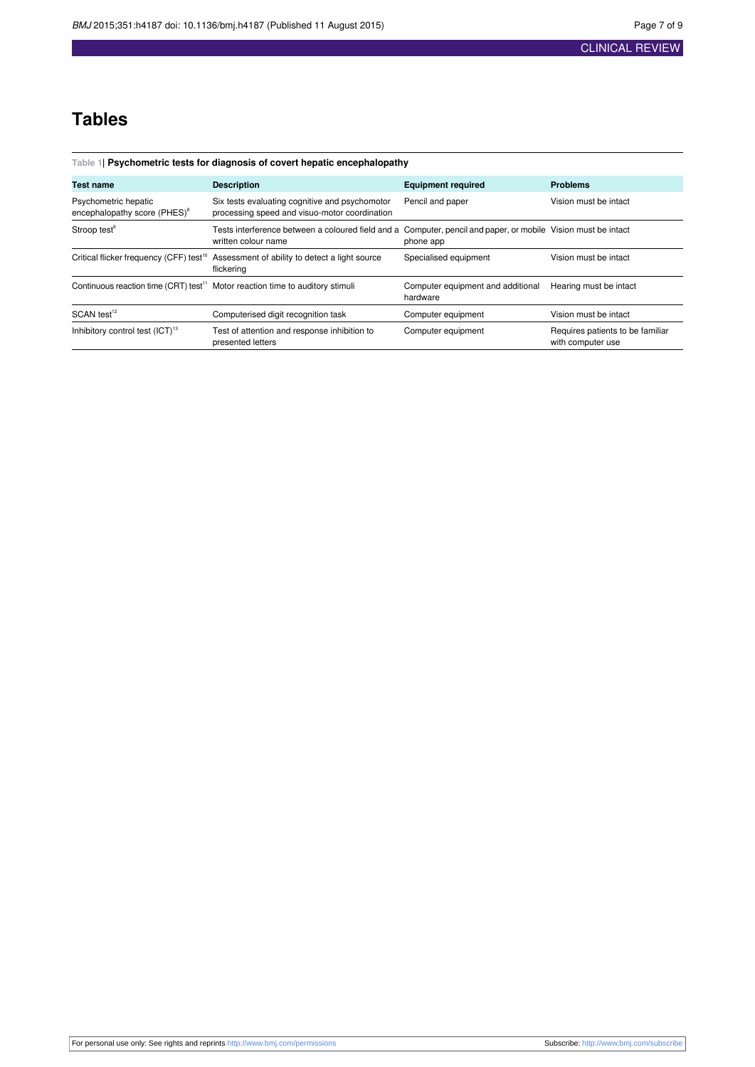# Tables

Table 1| **Psychometric tests for diagnosis of covert hepatic encephalopathy**

| Test name | Description | Equipment required | Problems |
|---|---|---|---|
| Psychometric hepatic encephalopathy score (PHES)[8] | Six tests evaluating cognitive and psychomotor processing speed and visuo-motor coordination | Pencil and paper | Vision must be intact |
| Stroop test[9] | Tests interference between a coloured field and a written colour name | Computer, pencil and paper, or mobile phone app | Vision must be intact |
| Critical flicker frequency (CFF) test[10] | Assessment of ability to detect a light source flickering | Specialised equipment | Vision must be intact |
| Continuous reaction time (CRT) test[11] | Motor reaction time to auditory stimuli | Computer equipment and additional hardware | Hearing must be intact |
| SCAN test[12] | Computerised digit recognition task | Computer equipment | Vision must be intact |
| Inhibitory control test (ICT)[13] | Test of attention and response inhibition to presented letters | Computer equipment | Requires patients to be familiar with computer use |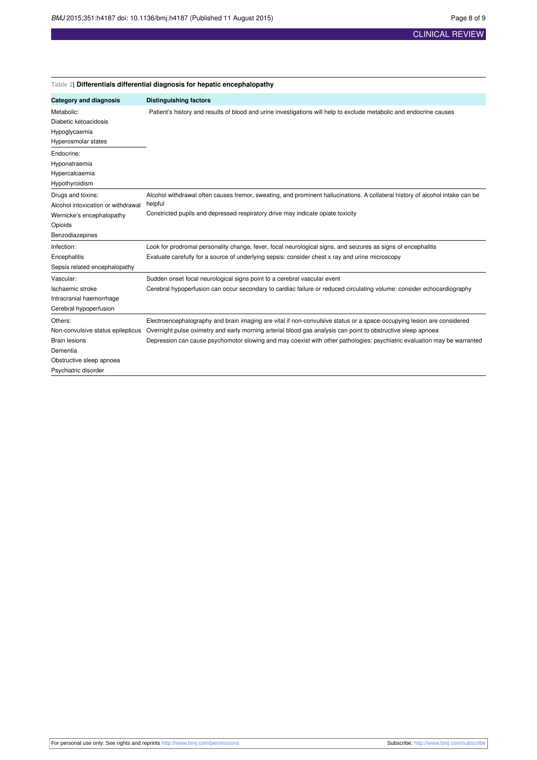**Table 2| Differentials differential diagnosis for hepatic encephalopathy**

| Category and diagnosis | Distinguishing factors |
|---|---|
| Metabolic:<br>Diabetic ketoacidosis<br>Hypoglycaemia<br>Hyperosmolar states | Patient's history and results of blood and urine investigations will help to exclude metabolic and endocrine causes |
| Endocrine:<br>Hyponatraemia<br>Hypercalcaemia<br>Hypothyroidism | |
| Drugs and toxins:<br>Alcohol intoxication or withdrawal<br>Wernicke's encephalopathy<br>Opioids<br>Benzodiazepines | Alcohol withdrawal often causes tremor, sweating, and prominent hallucinations. A collateral history of alcohol intake can be helpful<br>Constricted pupils and depressed respiratory drive may indicate opiate toxicity |
| Infection:<br>Encephalitis<br>Sepsis related encephalopathy | Look for prodromal personality change, fever, focal neurological signs, and seizures as signs of encephalitis<br>Evaluate carefully for a source of underlying sepsis: consider chest x ray and urine microscopy |
| Vascular:<br>Ischaemic stroke<br>Intracranial haemorrhage<br>Cerebral hypoperfusion | Sudden onset focal neurological signs point to a cerebral vascular event<br>Cerebral hypoperfusion can occur secondary to cardiac failure or reduced circulating volume: consider echocardiography |
| Others:<br>Non-convulsive status epilepticus<br>Brain lesions<br>Dementia<br>Obstructive sleep apnoea<br>Psychiatric disorder | Electroencephalography and brain imaging are vital if non-convulsive status or a space-occupying lesion are considered<br>Overnight pulse oximetry and early morning arterial blood gas analysis can point to obstructive sleep apnoea<br>Depression can cause psychomotor slowing and may coexist with other pathologies: psychiatric evaluation may be warranted |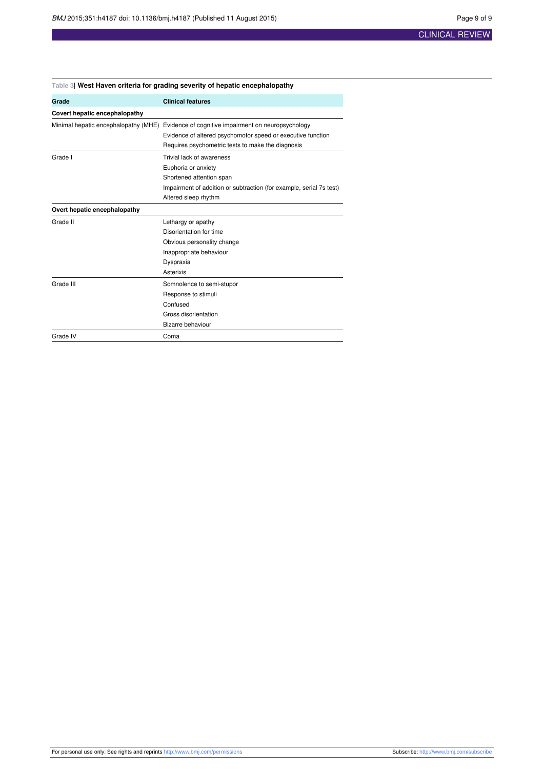**Table 3| West Haven criteria for grading severity of hepatic encephalopathy**

| Grade | Clinical features |
|---|---|
| **Covert hepatic encephalopathy** | |
| Minimal hepatic encephalopathy (MHE) | Evidence of cognitive impairment on neuropsychology |
| | Evidence of altered psychomotor speed or executive function |
| | Requires psychometric tests to make the diagnosis |
| Grade I | Trivial lack of awareness |
| | Euphoria or anxiety |
| | Shortened attention span |
| | Impairment of addition or subtraction (for example, serial 7s test) |
| | Altered sleep rhythm |
| **Overt hepatic encephalopathy** | |
| Grade II | Lethargy or apathy |
| | Disorientation for time |
| | Obvious personality change |
| | Inappropriate behaviour |
| | Dyspraxia |
| | Asterixis |
| Grade III | Somnolence to semi-stupor |
| | Response to stimuli |
| | Confused |
| | Gross disorientation |
| | Bizarre behaviour |
| Grade IV | Coma |